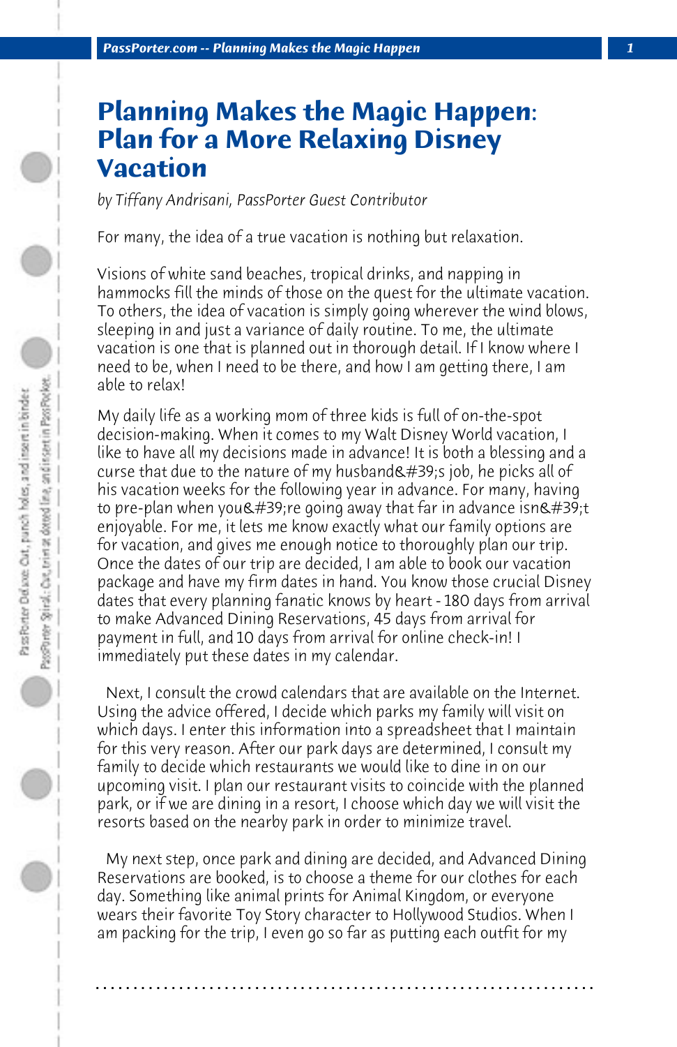# Planning Makes the Magic Happen: Plan for a More Relaxing Disney Vacation

*by Tiffany Andrisani, PassPorter Guest Contributor*

For many, the idea of a true vacation is nothing but relaxation.

Visions of white sand beaches, tropical drinks, and napping in hammocks fill the minds of those on the quest for the ultimate vacation. To others, the idea of vacation is simply going wherever the wind blows, sleeping in and just a variance of daily routine. To me, the ultimate vacation is one that is planned out in thorough detail. If I know where I need to be, when I need to be there, and how I am getting there, I am able to relax!

My daily life as a working mom of three kids is full of on-the-spot decision-making. When it comes to my Walt Disney World vacation, I like to have all my decisions made in advance! It is both a blessing and a curse that due to the nature of my husband&#39;s job, he picks all of his vacation weeks for the following year in advance. For many, having to pre-plan when you&#39;re going away that far in advance isn&#39;t enjoyable. For me, it lets me know exactly what our family options are for vacation, and gives me enough notice to thoroughly plan our trip. Once the dates of our trip are decided, I am able to book our vacation package and have my firm dates in hand. You know those crucial Disney dates that every planning fanatic knows by heart - 180 days from arrival to make Advanced Dining Reservations, 45 days from arrival for payment in full, and 10 days from arrival for online check-in! I immediately put these dates in my calendar.

Next, I consult the crowd calendars that are available on the Internet. Using the advice offered, I decide which parks my family will visit on which days. I enter this information into a spreadsheet that I maintain for this very reason. After our park days are determined, I consult my family to decide which restaurants we would like to dine in on our upcoming visit. I plan our restaurant visits to coincide with the planned park, or if we are dining in a resort, I choose which day we will visit the resorts based on the nearby park in order to minimize travel.

My next step, once park and dining are decided, and Advanced Dining Reservations are booked, is to choose a theme for our clothes for each day. Something like animal prints for Animal Kingdom, or everyone wears their favorite Toy Story character to Hollywood Studios. When I am packing for the trip, I even go so far as putting each outfit for my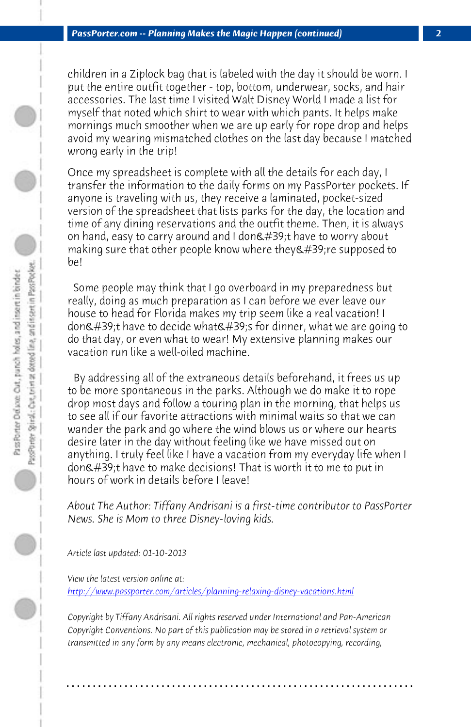children in a Ziplock bag that is labeled with the day it should be worn. I put the entire outfit together - top, bottom, underwear, socks, and hair accessories. The last time I visited Walt Disney World I made a list for myself that noted which shirt to wear with which pants. It helps make mornings much smoother when we are up early for rope drop and helps avoid my wearing mismatched clothes on the last day because I matched wrong early in the trip!

Once my spreadsheet is complete with all the details for each day, I transfer the information to the daily forms on my PassPorter pockets. If anyone is traveling with us, they receive a laminated, pocket-sized version of the spreadsheet that lists parks for the day, the location and time of any dining reservations and the outfit theme. Then, it is always on hand, easy to carry around and I don&#39;t have to worry about making sure that other people know where they&#39;re supposed to be!

Some people may think that I go overboard in my preparedness but really, doing as much preparation as I can before we ever leave our house to head for Florida makes my trip seem like a real vacation! I don&#39;t have to decide what&#39;s for dinner, what we are going to do that day, or even what to wear! My extensive planning makes our vacation run like a well-oiled machine.

By addressing all of the extraneous details beforehand, it frees us up to be more spontaneous in the parks. Although we do make it to rope drop most days and follow a touring plan in the morning, that helps us to see all if our favorite attractions with minimal waits so that we can wander the park and go where the wind blows us or where our hearts desire later in the day without feeling like we have missed out on anything. I truly feel like I have a vacation from my everyday life when I don&#39;t have to make decisions! That is worth it to me to put in hours of work in details before I leave!

*About The Author: Tiffany Andrisani is a first-time contributor to PassPorter News. She is Mom to three Disney-loving kids.*

*Article last updated: 01-10-2013*

*View the latest version online at:*
[http://www.passporter.com/articles/planning-relaxing-disney-vacations.html](http://www.passporter.com/articles/planning-relaxing-disney-vacations.html)

*Copyright by Tiffany Andrisani. All rights reserved under International and Pan-American Copyright Conventions. No part of this publication may be stored in a retrieval system or transmitted in any form by any means electronic, mechanical, photocopying, recording,*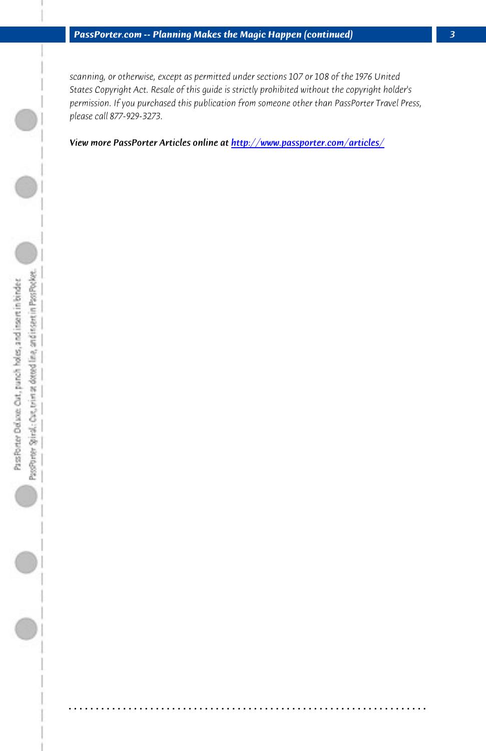*scanning, or otherwise, except as permitted under sections 107 or 108 of the 1976 United States Copyright Act. Resale of this guide is strictly prohibited without the copyright holder's permission. If you purchased this publication from someone other than PassPorter Travel Press, please call 877-929-3273.*

***View more PassPorter Articles online at [http://www.passporter.com/articles/](http://www.passporter.com/articles/)***